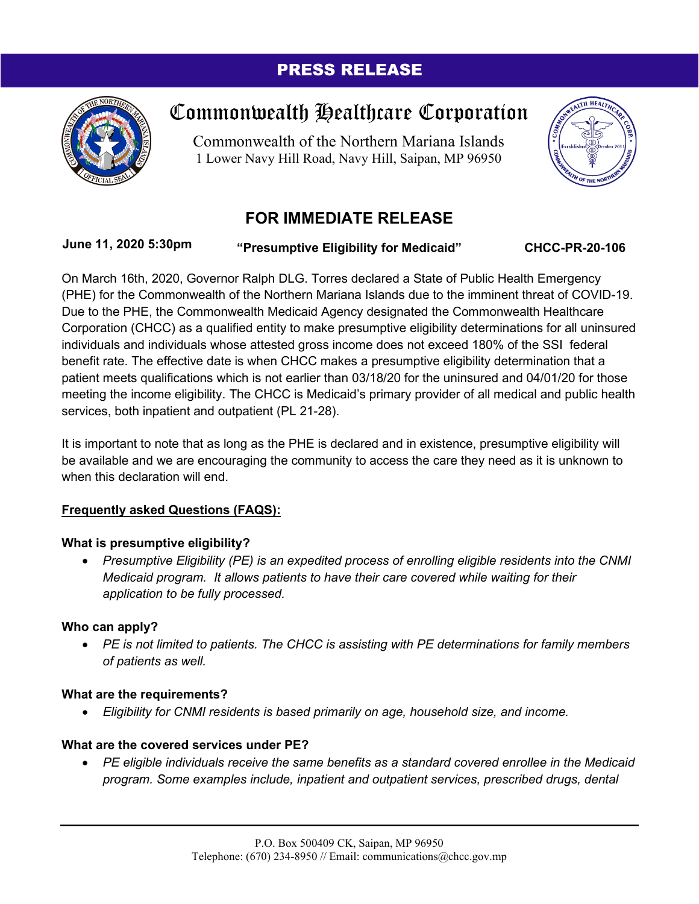**PRESS RELEASE**

# Commonwealth Healthcare Corporation

Commonwealth of the Northern Mariana Islands
1 Lower Navy Hill Road, Navy Hill, Saipan, MP 96950

## FOR IMMEDIATE RELEASE

**June 11, 2020 5:30pm** **"Presumptive Eligibility for Medicaid"** **CHCC-PR-20-106**

On March 16th, 2020, Governor Ralph DLG. Torres declared a State of Public Health Emergency (PHE) for the Commonwealth of the Northern Mariana Islands due to the imminent threat of COVID-19. Due to the PHE, the Commonwealth Medicaid Agency designated the Commonwealth Healthcare Corporation (CHCC) as a qualified entity to make presumptive eligibility determinations for all uninsured individuals and individuals whose attested gross income does not exceed 180% of the SSI federal benefit rate. The effective date is when CHCC makes a presumptive eligibility determination that a patient meets qualifications which is not earlier than 03/18/20 for the uninsured and 04/01/20 for those meeting the income eligibility. The CHCC is Medicaid's primary provider of all medical and public health services, both inpatient and outpatient (PL 21-28).

It is important to note that as long as the PHE is declared and in existence, presumptive eligibility will be available and we are encouraging the community to access the care they need as it is unknown to when this declaration will end.

**Frequently asked Questions (FAQS):**

**What is presumptive eligibility?**

- *Presumptive Eligibility (PE) is an expedited process of enrolling eligible residents into the CNMI Medicaid program. It allows patients to have their care covered while waiting for their application to be fully processed.*

**Who can apply?**

- *PE is not limited to patients. The CHCC is assisting with PE determinations for family members of patients as well.*

**What are the requirements?**

- *Eligibility for CNMI residents is based primarily on age, household size, and income.*

**What are the covered services under PE?**

- *PE eligible individuals receive the same benefits as a standard covered enrollee in the Medicaid program. Some examples include, inpatient and outpatient services, prescribed drugs, dental*

P.O. Box 500409 CK, Saipan, MP 96950
Telephone: (670) 234-8950 // Email: communications@chcc.gov.mp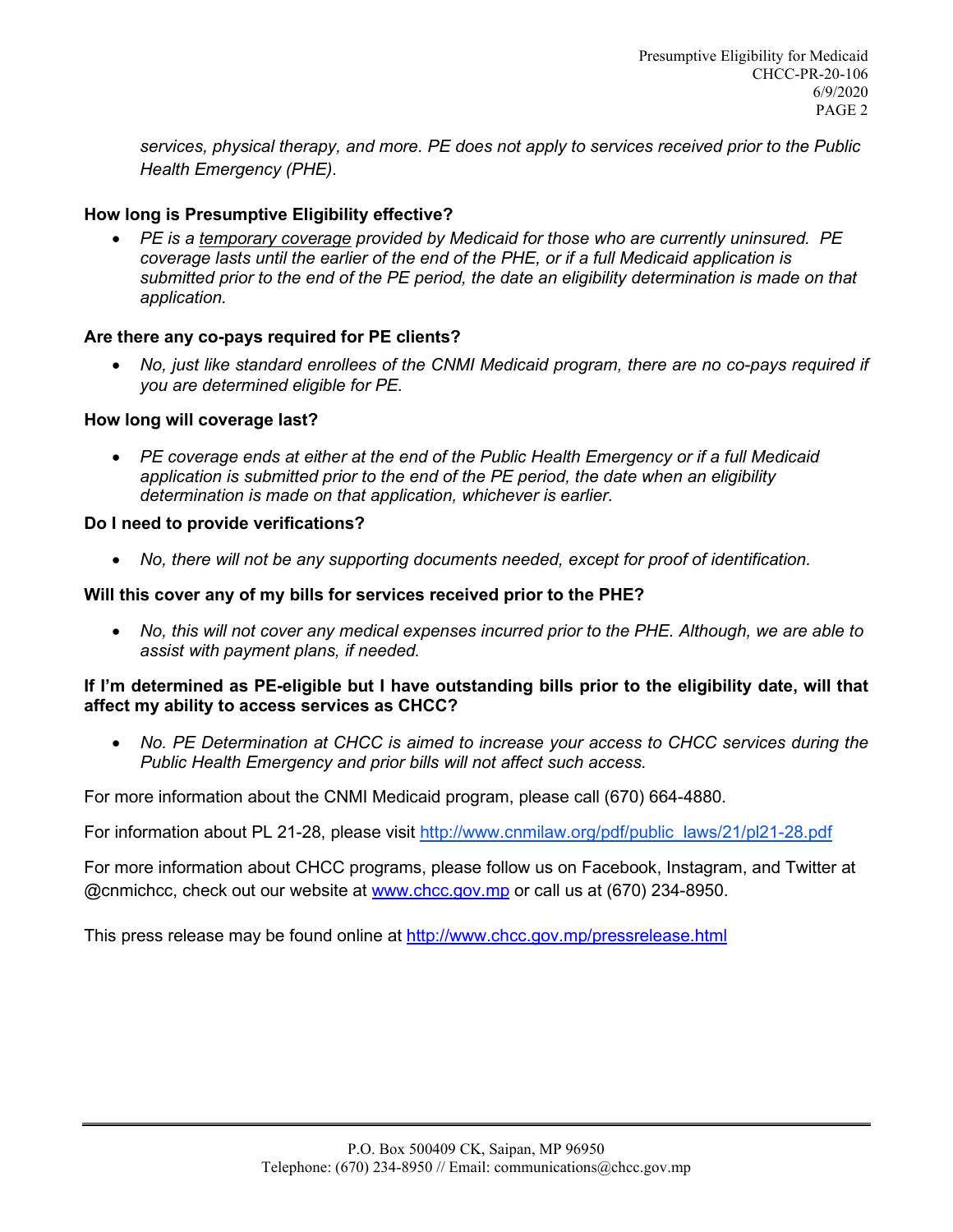*services, physical therapy, and more. PE does not apply to services received prior to the Public Health Emergency (PHE).*

**How long is Presumptive Eligibility effective?**

- *PE is a temporary coverage provided by Medicaid for those who are currently uninsured. PE coverage lasts until the earlier of the end of the PHE, or if a full Medicaid application is submitted prior to the end of the PE period, the date an eligibility determination is made on that application.*

**Are there any co-pays required for PE clients?**

- *No, just like standard enrollees of the CNMI Medicaid program, there are no co-pays required if you are determined eligible for PE.*

**How long will coverage last?**

- *PE coverage ends at either at the end of the Public Health Emergency or if a full Medicaid application is submitted prior to the end of the PE period, the date when an eligibility determination is made on that application, whichever is earlier.*

**Do I need to provide verifications?**

- *No, there will not be any supporting documents needed, except for proof of identification.*

**Will this cover any of my bills for services received prior to the PHE?**

- *No, this will not cover any medical expenses incurred prior to the PHE. Although, we are able to assist with payment plans, if needed.*

**If I'm determined as PE-eligible but I have outstanding bills prior to the eligibility date, will that affect my ability to access services as CHCC?**

- *No. PE Determination at CHCC is aimed to increase your access to CHCC services during the Public Health Emergency and prior bills will not affect such access.*

For more information about the CNMI Medicaid program, please call (670) 664-4880.

For information about PL 21-28, please visit http://www.cnmilaw.org/pdf/public_laws/21/pl21-28.pdf

For more information about CHCC programs, please follow us on Facebook, Instagram, and Twitter at @cnmichcc, check out our website at www.chcc.gov.mp or call us at (670) 234-8950.

This press release may be found online at http://www.chcc.gov.mp/pressrelease.html

P.O. Box 500409 CK, Saipan, MP 96950
Telephone: (670) 234-8950 // Email: communications@chcc.gov.mp